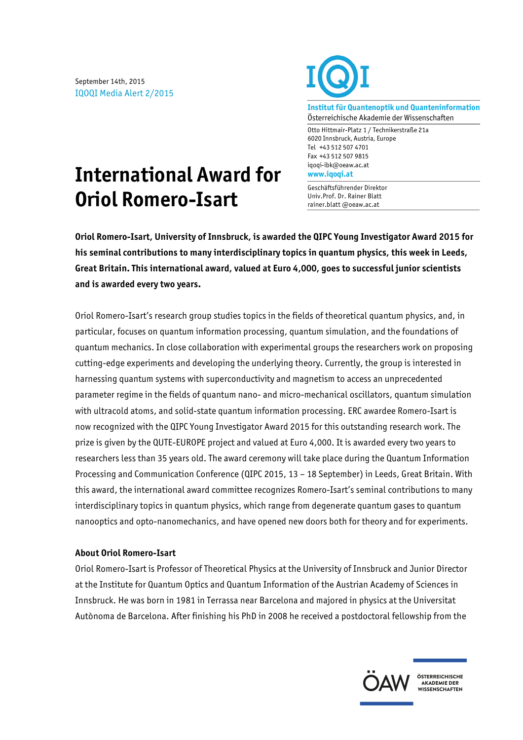September 14th, 2015
IQOQI Media Alert 2/2015

**Institut für Quantenoptik und Quanteninformation**
Österreichische Akademie der Wissenschaften

Otto Hittmair-Platz 1 / Technikerstraße 21a
6020 Innsbruck, Austria, Europe
Tel +43 512 507 4701
Fax +43 512 507 9815
iqoqi-ibk@oeaw.ac.at
**www.iqoqi.at**

Geschäftsführender Direktor
Univ.Prof. Dr. Rainer Blatt
rainer.blatt @oeaw.ac.at

# International Award for Oriol Romero-Isart

**Oriol Romero-Isart, University of Innsbruck, is awarded the QIPC Young Investigator Award 2015 for his seminal contributions to many interdisciplinary topics in quantum physics, this week in Leeds, Great Britain. This international award, valued at Euro 4,000, goes to successful junior scientists and is awarded every two years.**

Oriol Romero-Isart's research group studies topics in the fields of theoretical quantum physics, and, in particular, focuses on quantum information processing, quantum simulation, and the foundations of quantum mechanics. In close collaboration with experimental groups the researchers work on proposing cutting-edge experiments and developing the underlying theory. Currently, the group is interested in harnessing quantum systems with superconductivity and magnetism to access an unprecedented parameter regime in the fields of quantum nano- and micro-mechanical oscillators, quantum simulation with ultracold atoms, and solid-state quantum information processing. ERC awardee Romero-Isart is now recognized with the QIPC Young Investigator Award 2015 for this outstanding research work. The prize is given by the QUTE-EUROPE project and valued at Euro 4,000. It is awarded every two years to researchers less than 35 years old. The award ceremony will take place during the Quantum Information Processing and Communication Conference (QIPC 2015, 13 – 18 September) in Leeds, Great Britain. With this award, the international award committee recognizes Romero-Isart's seminal contributions to many interdisciplinary topics in quantum physics, which range from degenerate quantum gases to quantum nanooptics and opto-nanomechanics, and have opened new doors both for theory and for experiments.

**About Oriol Romero-Isart**

Oriol Romero-Isart is Professor of Theoretical Physics at the University of Innsbruck and Junior Director at the Institute for Quantum Optics and Quantum Information of the Austrian Academy of Sciences in Innsbruck. He was born in 1981 in Terrassa near Barcelona and majored in physics at the Universitat Autònoma de Barcelona. After finishing his PhD in 2008 he received a postdoctoral fellowship from the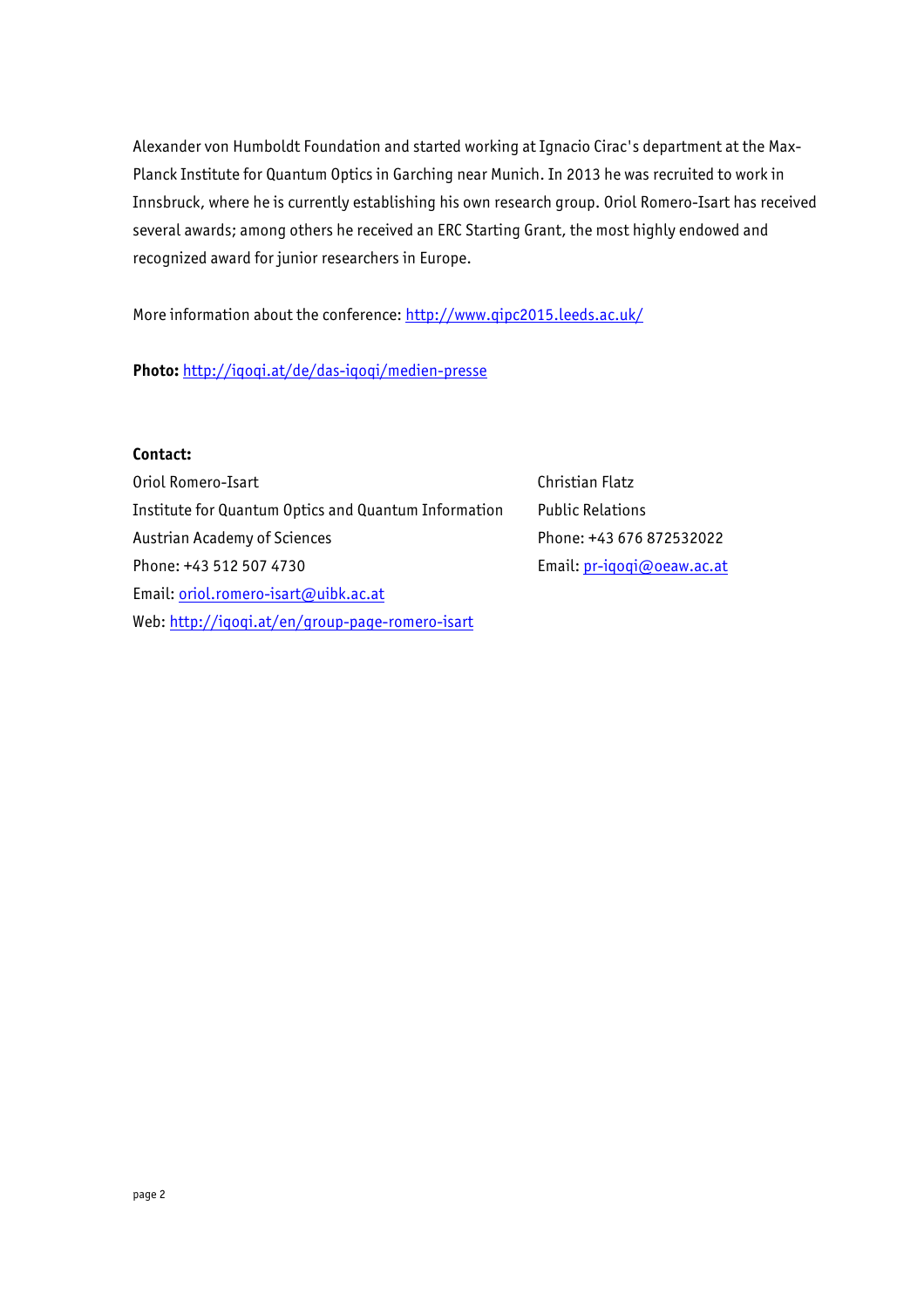Alexander von Humboldt Foundation and started working at Ignacio Cirac's department at the Max-Planck Institute for Quantum Optics in Garching near Munich. In 2013 he was recruited to work in Innsbruck, where he is currently establishing his own research group. Oriol Romero-Isart has received several awards; among others he received an ERC Starting Grant, the most highly endowed and recognized award for junior researchers in Europe.

More information about the conference: http://www.qipc2015.leeds.ac.uk/

**Photo:** http://iqoqi.at/de/das-iqoqi/medien-presse

**Contact:**

Oriol Romero-Isart
Institute for Quantum Optics and Quantum Information
Austrian Academy of Sciences
Phone: +43 512 507 4730
Email: oriol.romero-isart@uibk.ac.at
Web: http://iqoqi.at/en/group-page-romero-isart

Christian Flatz
Public Relations
Phone: +43 676 872532022
Email: pr-iqoqi@oeaw.ac.at